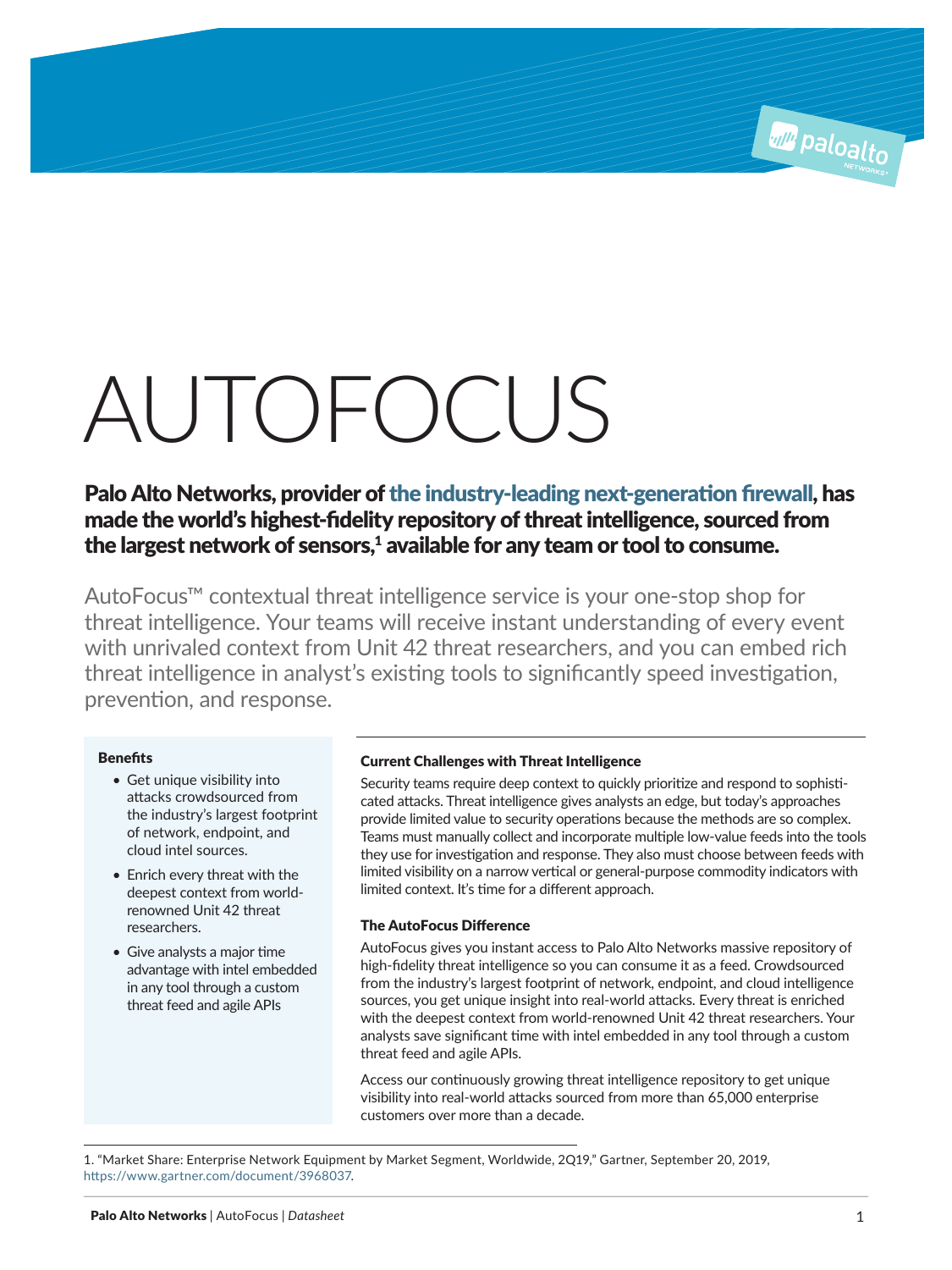# AUTOFOCUS

**Palo Alto Networks, provider of the industry-leading next-generation firewall, has made the world's highest-fidelity repository of threat intelligence, sourced from the largest network of sensors,[1] available for any team or tool to consume.**

AutoFocus™ contextual threat intelligence service is your one-stop shop for threat intelligence. Your teams will receive instant understanding of every event with unrivaled context from Unit 42 threat researchers, and you can embed rich threat intelligence in analyst's existing tools to significantly speed investigation, prevention, and response.

#### Benefits

- Get unique visibility into attacks crowdsourced from the industry's largest footprint of network, endpoint, and cloud intel sources.
- Enrich every threat with the deepest context from world-renowned Unit 42 threat researchers.
- Give analysts a major time advantage with intel embedded in any tool through a custom threat feed and agile APIs

## Current Challenges with Threat Intelligence

Security teams require deep context to quickly prioritize and respond to sophisticated attacks. Threat intelligence gives analysts an edge, but today's approaches provide limited value to security operations because the methods are so complex. Teams must manually collect and incorporate multiple low-value feeds into the tools they use for investigation and response. They also must choose between feeds with limited visibility on a narrow vertical or general-purpose commodity indicators with limited context. It's time for a different approach.

## The AutoFocus Difference

AutoFocus gives you instant access to Palo Alto Networks massive repository of high-fidelity threat intelligence so you can consume it as a feed. Crowdsourced from the industry's largest footprint of network, endpoint, and cloud intelligence sources, you get unique insight into real-world attacks. Every threat is enriched with the deepest context from world-renowned Unit 42 threat researchers. Your analysts save significant time with intel embedded in any tool through a custom threat feed and agile APIs.

Access our continuously growing threat intelligence repository to get unique visibility into real-world attacks sourced from more than 65,000 enterprise customers over more than a decade.

1. "Market Share: Enterprise Network Equipment by Market Segment, Worldwide, 2Q19," Gartner, September 20, 2019, https://www.gartner.com/document/3968037.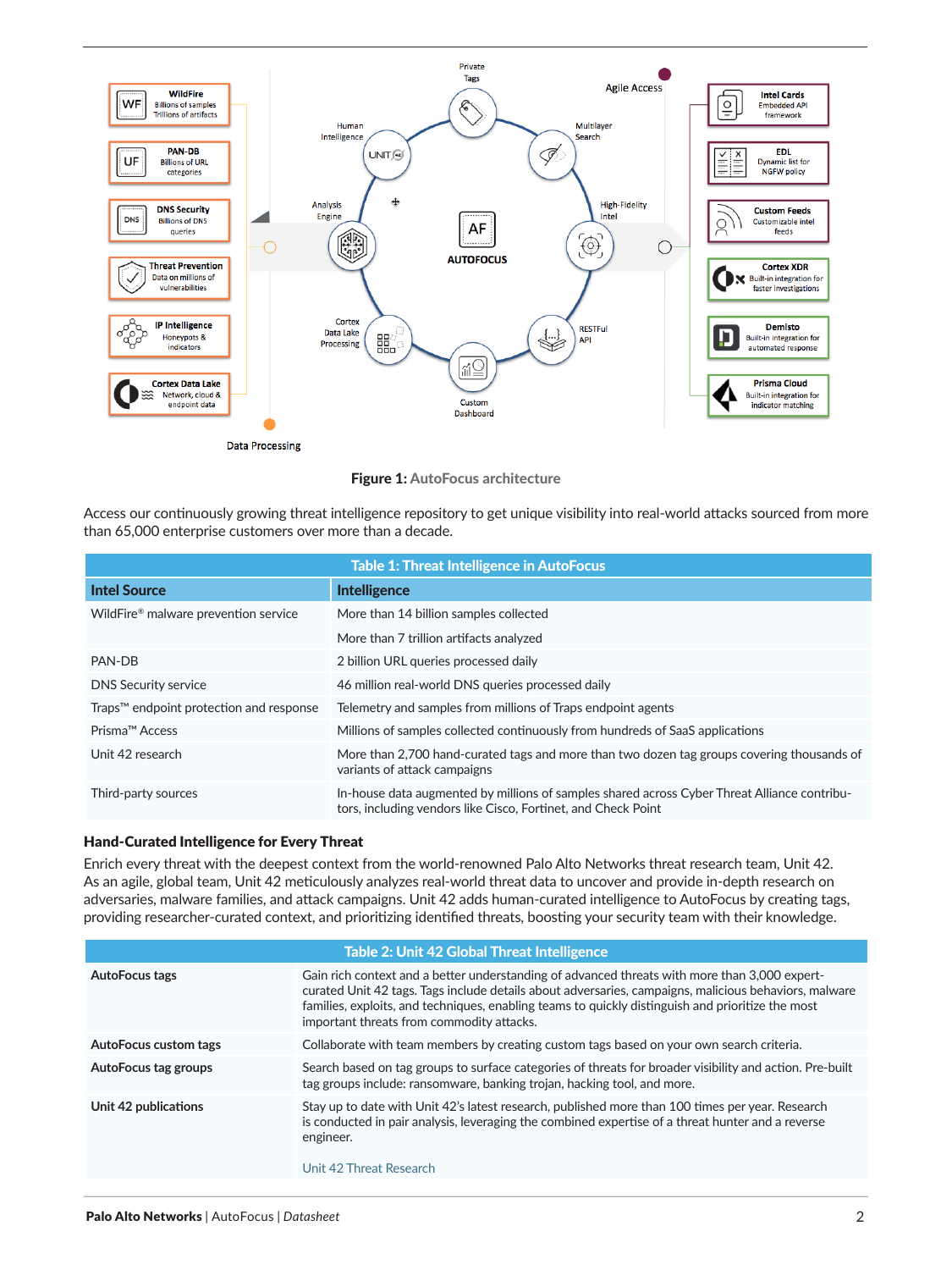**Figure 1:** AutoFocus architecture

Access our continuously growing threat intelligence repository to get unique visibility into real-world attacks sourced from more than 65,000 enterprise customers over more than a decade.

| Table 1: Threat Intelligence in AutoFocus | |
|---|---|
| **Intel Source** | **Intelligence** |
| WildFire® malware prevention service | More than 14 billion samples collected |
| | More than 7 trillion artifacts analyzed |
| PAN-DB | 2 billion URL queries processed daily |
| DNS Security service | 46 million real-world DNS queries processed daily |
| Traps™ endpoint protection and response | Telemetry and samples from millions of Traps endpoint agents |
| Prisma™ Access | Millions of samples collected continuously from hundreds of SaaS applications |
| Unit 42 research | More than 2,700 hand-curated tags and more than two dozen tag groups covering thousands of variants of attack campaigns |
| Third-party sources | In-house data augmented by millions of samples shared across Cyber Threat Alliance contributors, including vendors like Cisco, Fortinet, and Check Point |

### Hand-Curated Intelligence for Every Threat

Enrich every threat with the deepest context from the world-renowned Palo Alto Networks threat research team, Unit 42. As an agile, global team, Unit 42 meticulously analyzes real-world threat data to uncover and provide in-depth research on adversaries, malware families, and attack campaigns. Unit 42 adds human-curated intelligence to AutoFocus by creating tags, providing researcher-curated context, and prioritizing identified threats, boosting your security team with their knowledge.

| Table 2: Unit 42 Global Threat Intelligence | |
|---|---|
| **AutoFocus tags** | Gain rich context and a better understanding of advanced threats with more than 3,000 expert-curated Unit 42 tags. Tags include details about adversaries, campaigns, malicious behaviors, malware families, exploits, and techniques, enabling teams to quickly distinguish and prioritize the most important threats from commodity attacks. |
| **AutoFocus custom tags** | Collaborate with team members by creating custom tags based on your own search criteria. |
| **AutoFocus tag groups** | Search based on tag groups to surface categories of threats for broader visibility and action. Pre-built tag groups include: ransomware, banking trojan, hacking tool, and more. |
| **Unit 42 publications** | Stay up to date with Unit 42's latest research, published more than 100 times per year. Research is conducted in pair analysis, leveraging the combined expertise of a threat hunter and a reverse engineer.<br><br>Unit 42 Threat Research |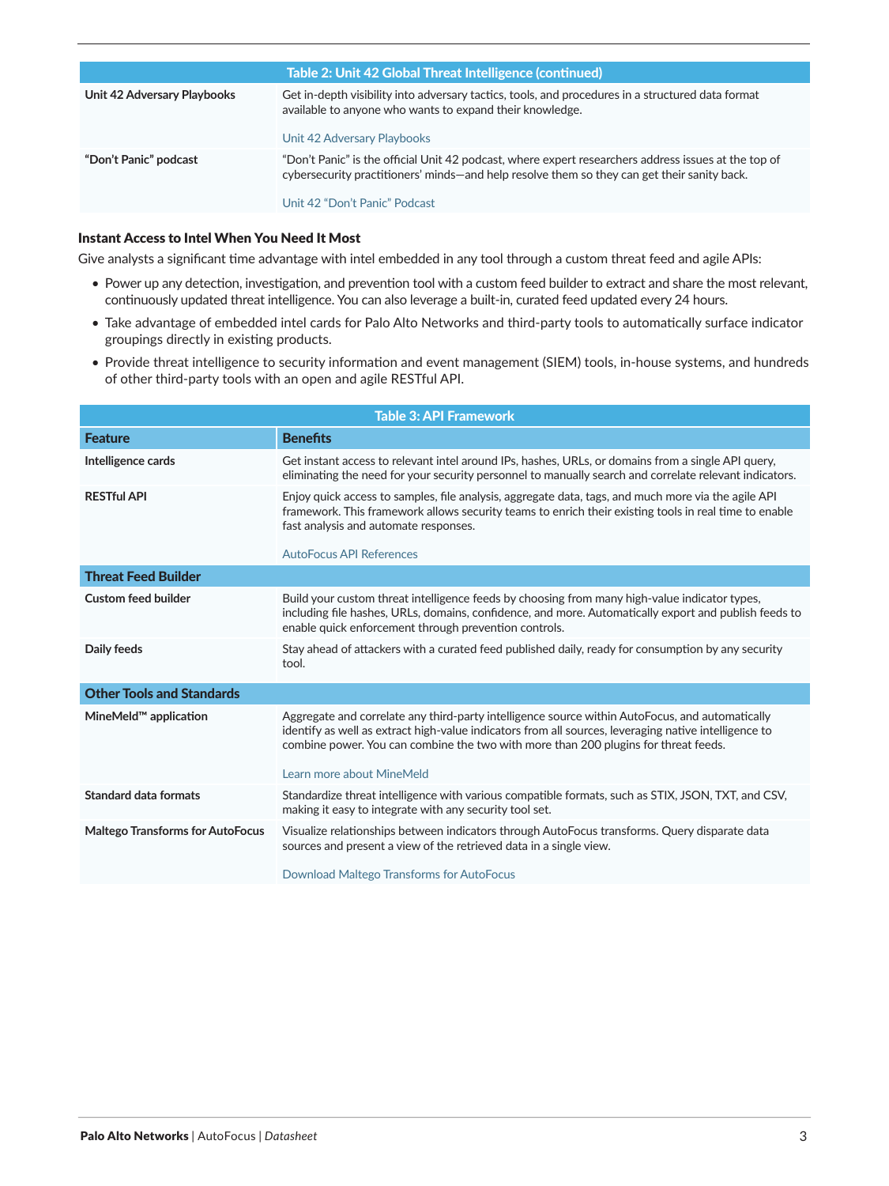| Table 2: Unit 42 Global Threat Intelligence (continued) | |
|---|---|
| **Unit 42 Adversary Playbooks** | Get in-depth visibility into adversary tactics, tools, and procedures in a structured data format available to anyone who wants to expand their knowledge.<br><br>Unit 42 Adversary Playbooks |
| **"Don't Panic" podcast** | "Don't Panic" is the official Unit 42 podcast, where expert researchers address issues at the top of cybersecurity practitioners' minds—and help resolve them so they can get their sanity back.<br><br>Unit 42 "Don't Panic" Podcast |

**Instant Access to Intel When You Need It Most**

Give analysts a significant time advantage with intel embedded in any tool through a custom threat feed and agile APIs:

- Power up any detection, investigation, and prevention tool with a custom feed builder to extract and share the most relevant, continuously updated threat intelligence. You can also leverage a built-in, curated feed updated every 24 hours.
- Take advantage of embedded intel cards for Palo Alto Networks and third-party tools to automatically surface indicator groupings directly in existing products.
- Provide threat intelligence to security information and event management (SIEM) tools, in-house systems, and hundreds of other third-party tools with an open and agile RESTful API.

| Table 3: API Framework | |
|---|---|
| **Feature** | **Benefits** |
| **Intelligence cards** | Get instant access to relevant intel around IPs, hashes, URLs, or domains from a single API query, eliminating the need for your security personnel to manually search and correlate relevant indicators. |
| **RESTful API** | Enjoy quick access to samples, file analysis, aggregate data, tags, and much more via the agile API framework. This framework allows security teams to enrich their existing tools in real time to enable fast analysis and automate responses.<br><br>AutoFocus API References |
| **Threat Feed Builder** | |
| **Custom feed builder** | Build your custom threat intelligence feeds by choosing from many high-value indicator types, including file hashes, URLs, domains, confidence, and more. Automatically export and publish feeds to enable quick enforcement through prevention controls. |
| **Daily feeds** | Stay ahead of attackers with a curated feed published daily, ready for consumption by any security tool. |
| **Other Tools and Standards** | |
| **MineMeld™ application** | Aggregate and correlate any third-party intelligence source within AutoFocus, and automatically identify as well as extract high-value indicators from all sources, leveraging native intelligence to combine power. You can combine the two with more than 200 plugins for threat feeds.<br><br>Learn more about MineMeld |
| **Standard data formats** | Standardize threat intelligence with various compatible formats, such as STIX, JSON, TXT, and CSV, making it easy to integrate with any security tool set. |
| **Maltego Transforms for AutoFocus** | Visualize relationships between indicators through AutoFocus transforms. Query disparate data sources and present a view of the retrieved data in a single view.<br><br>Download Maltego Transforms for AutoFocus |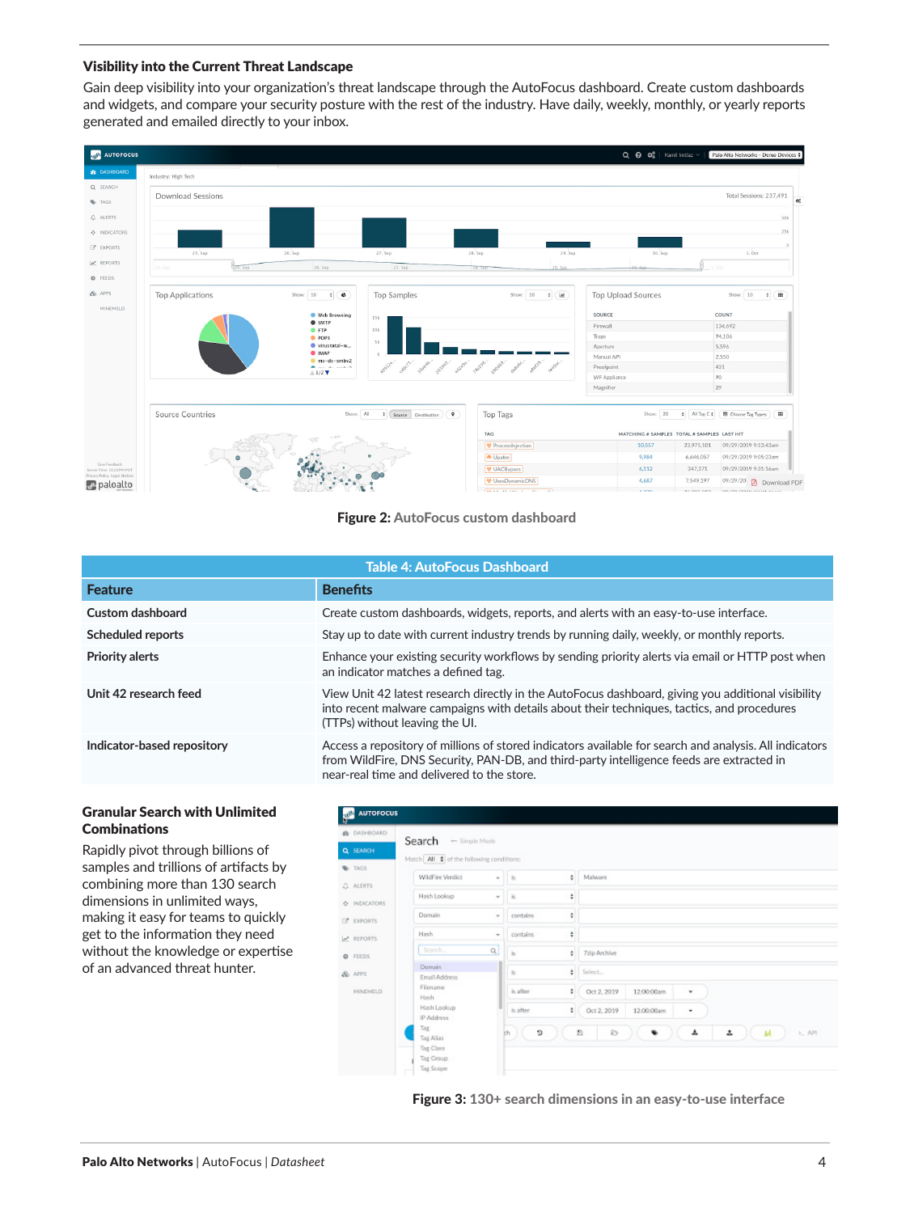### Visibility into the Current Threat Landscape

Gain deep visibility into your organization's threat landscape through the AutoFocus dashboard. Create custom dashboards and widgets, and compare your security posture with the rest of the industry. Have daily, weekly, monthly, or yearly reports generated and emailed directly to your inbox.

**Figure 2:** AutoFocus custom dashboard

| Table 4: AutoFocus Dashboard | |
|---|---|
| **Feature** | **Benefits** |
| **Custom dashboard** | Create custom dashboards, widgets, reports, and alerts with an easy-to-use interface. |
| **Scheduled reports** | Stay up to date with current industry trends by running daily, weekly, or monthly reports. |
| **Priority alerts** | Enhance your existing security workflows by sending priority alerts via email or HTTP post when an indicator matches a defined tag. |
| **Unit 42 research feed** | View Unit 42 latest research directly in the AutoFocus dashboard, giving you additional visibility into recent malware campaigns with details about their techniques, tactics, and procedures (TTPs) without leaving the UI. |
| **Indicator-based repository** | Access a repository of millions of stored indicators available for search and analysis. All indicators from WildFire, DNS Security, PAN-DB, and third-party intelligence feeds are extracted in near-real time and delivered to the store. |

### Granular Search with Unlimited Combinations

Rapidly pivot through billions of samples and trillions of artifacts by combining more than 130 search dimensions in unlimited ways, making it easy for teams to quickly get to the information they need without the knowledge or expertise of an advanced threat hunter.

**Figure 3:** 130+ search dimensions in an easy-to-use interface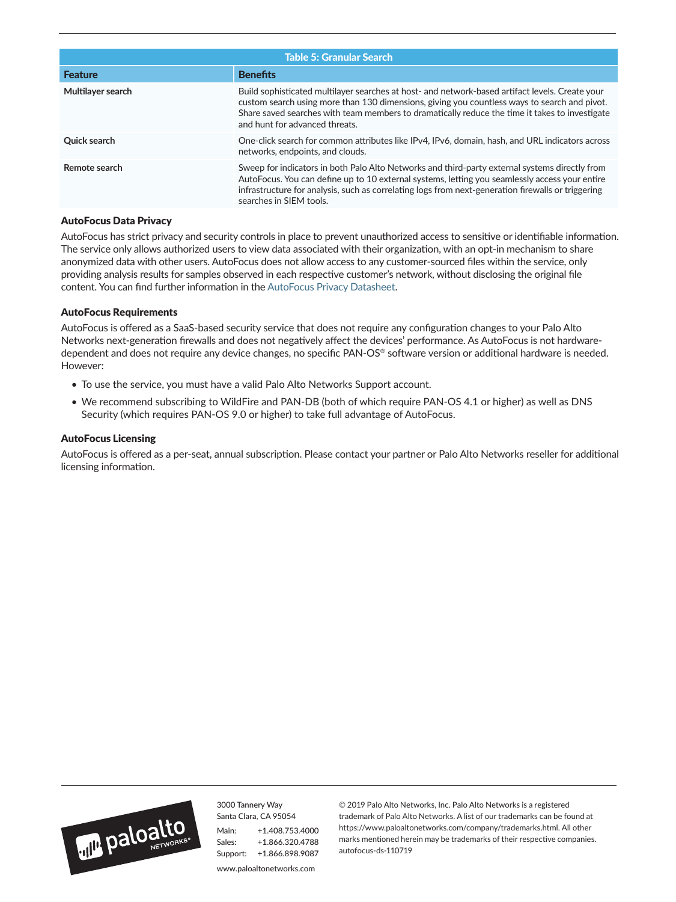| Table 5: Granular Search | |
|---|---|
| **Feature** | **Benefits** |
| Multilayer search | Build sophisticated multilayer searches at host- and network-based artifact levels. Create your custom search using more than 130 dimensions, giving you countless ways to search and pivot. Share saved searches with team members to dramatically reduce the time it takes to investigate and hunt for advanced threats. |
| Quick search | One-click search for common attributes like IPv4, IPv6, domain, hash, and URL indicators across networks, endpoints, and clouds. |
| Remote search | Sweep for indicators in both Palo Alto Networks and third-party external systems directly from AutoFocus. You can define up to 10 external systems, letting you seamlessly access your entire infrastructure for analysis, such as correlating logs from next-generation firewalls or triggering searches in SIEM tools. |

### AutoFocus Data Privacy

AutoFocus has strict privacy and security controls in place to prevent unauthorized access to sensitive or identifiable information. The service only allows authorized users to view data associated with their organization, with an opt-in mechanism to share anonymized data with other users. AutoFocus does not allow access to any customer-sourced files within the service, only providing analysis results for samples observed in each respective customer's network, without disclosing the original file content. You can find further information in the AutoFocus Privacy Datasheet.

### AutoFocus Requirements

AutoFocus is offered as a SaaS-based security service that does not require any configuration changes to your Palo Alto Networks next-generation firewalls and does not negatively affect the devices' performance. As AutoFocus is not hardware-dependent and does not require any device changes, no specific PAN-OS® software version or additional hardware is needed. However:

- To use the service, you must have a valid Palo Alto Networks Support account.
- We recommend subscribing to WildFire and PAN-DB (both of which require PAN-OS 4.1 or higher) as well as DNS Security (which requires PAN-OS 9.0 or higher) to take full advantage of AutoFocus.

### AutoFocus Licensing

AutoFocus is offered as a per-seat, annual subscription. Please contact your partner or Palo Alto Networks reseller for additional licensing information.

3000 Tannery Way
Santa Clara, CA 95054

Main: +1.408.753.4000
Sales: +1.866.320.4788
Support: +1.866.898.9087

www.paloaltonetworks.com

© 2019 Palo Alto Networks, Inc. Palo Alto Networks is a registered trademark of Palo Alto Networks. A list of our trademarks can be found at https://www.paloaltonetworks.com/company/trademarks.html. All other marks mentioned herein may be trademarks of their respective companies. autofocus-ds-110719